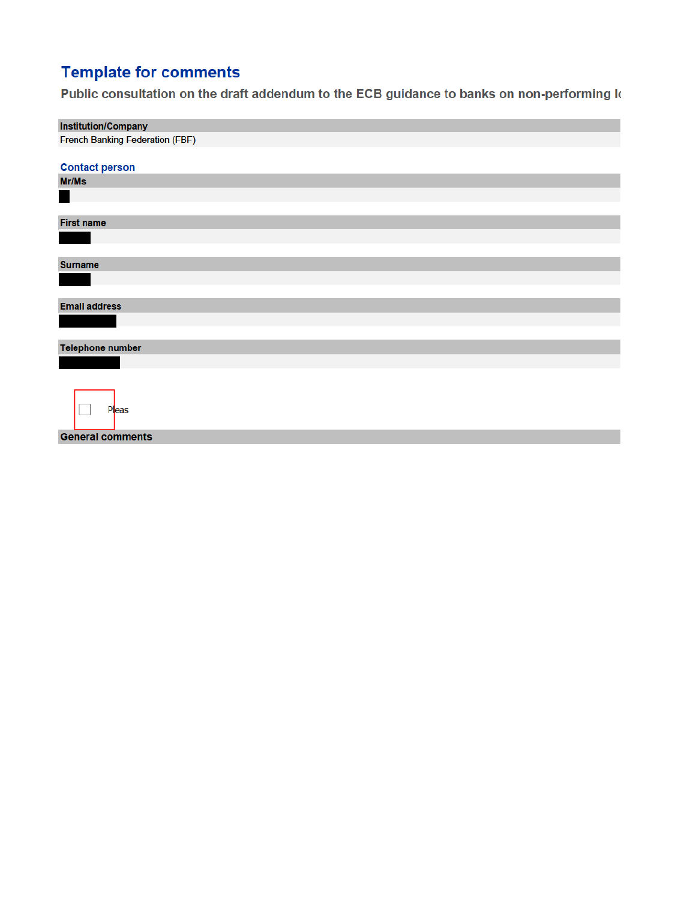# Template for comments

## Public consultation on the draft addendum to the ECB guidance to banks on non-performing lo

**Institution/Company**

French Banking Federation (FBF)

### Contact person

**Mr/Ms**

**First name**

**Surname**

**Email address**

**Telephone number**

☐ Pleas

**General comments**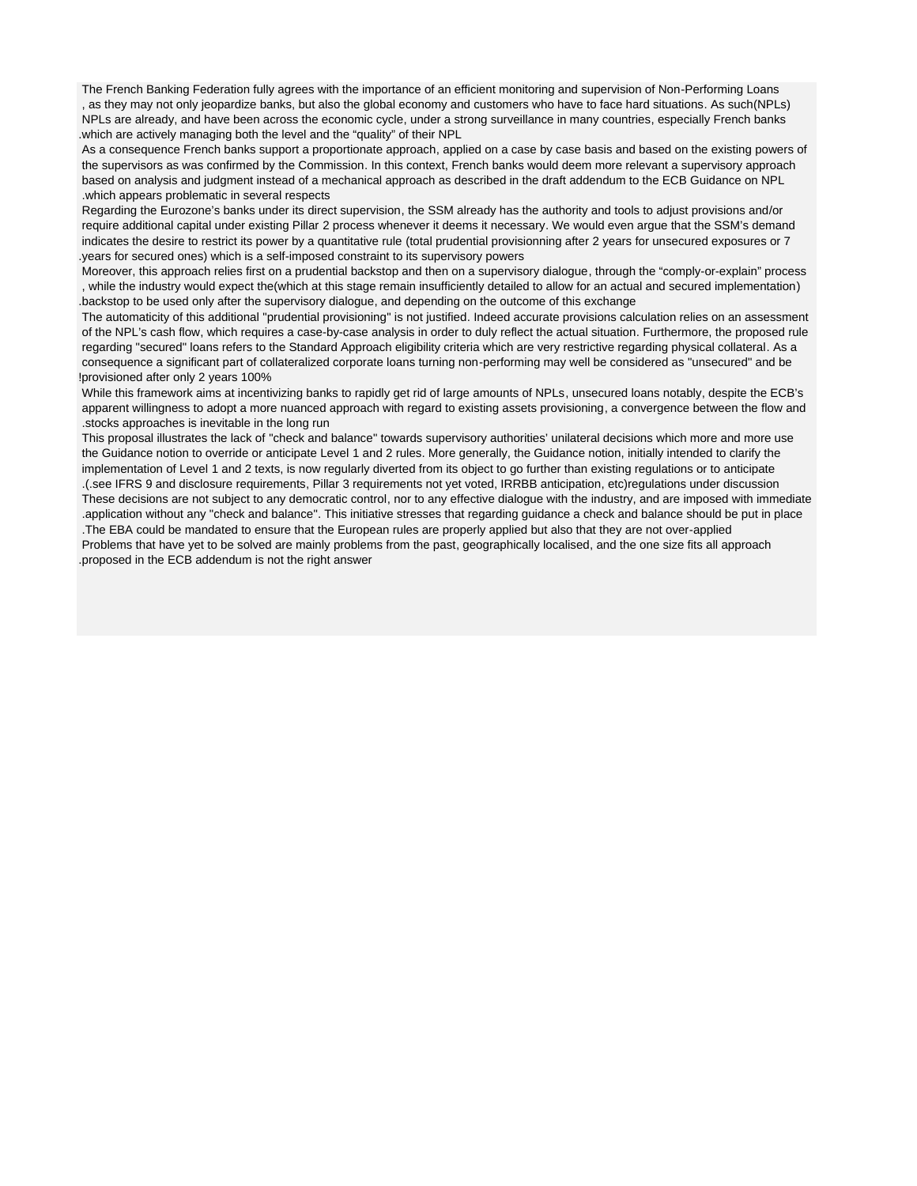The French Banking Federation fully agrees with the importance of an efficient monitoring and supervision of Non-Performing Loans (NPLs), as they may not only jeopardize banks, but also the global economy and customers who have to face hard situations. As such NPLs are already, and have been across the economic cycle, under a strong surveillance in many countries, especially French banks which are actively managing both the level and the “quality” of their NPL.

As a consequence French banks support a proportionate approach, applied on a case by case basis and based on the existing powers of the supervisors as was confirmed by the Commission. In this context, French banks would deem more relevant a supervisory approach based on analysis and judgment instead of a mechanical approach as described in the draft addendum to the ECB Guidance on NPL which appears problematic in several respects.

Regarding the Eurozone’s banks under its direct supervision, the SSM already has the authority and tools to adjust provisions and/or require additional capital under existing Pillar 2 process whenever it deems it necessary. We would even argue that the SSM’s demand indicates the desire to restrict its power by a quantitative rule (total prudential provisionning after 2 years for unsecured exposures or 7 years for secured ones) which is a self-imposed constraint to its supervisory powers.

Moreover, this approach relies first on a prudential backstop and then on a supervisory dialogue, through the “comply-or-explain” process (which at this stage remain insufficiently detailed to allow for an actual and secured implementation), while the industry would expect the backstop to be used only after the supervisory dialogue, and depending on the outcome of this exchange.

The automaticity of this additional "prudential provisioning" is not justified. Indeed accurate provisions calculation relies on an assessment of the NPL’s cash flow, which requires a case-by-case analysis in order to duly reflect the actual situation. Furthermore, the proposed rule regarding "secured" loans refers to the Standard Approach eligibility criteria which are very restrictive regarding physical collateral. As a consequence a significant part of collateralized corporate loans turning non-performing may well be considered as "unsecured" and be 100% provisioned after only 2 years!

While this framework aims at incentivizing banks to rapidly get rid of large amounts of NPLs, unsecured loans notably, despite the ECB’s apparent willingness to adopt a more nuanced approach with regard to existing assets provisioning, a convergence between the flow and stocks approaches is inevitable in the long run.

This proposal illustrates the lack of "check and balance" towards supervisory authorities' unilateral decisions which more and more use the Guidance notion to override or anticipate Level 1 and 2 rules. More generally, the Guidance notion, initially intended to clarify the implementation of Level 1 and 2 texts, is now regularly diverted from its object to go further than existing regulations or to anticipate regulations under discussion (see IFRS 9 and disclosure requirements, Pillar 3 requirements not yet voted, IRRBB anticipation, etc).

These decisions are not subject to any democratic control, nor to any effective dialogue with the industry, and are imposed with immediate application without any "check and balance". This initiative stresses that regarding guidance a check and balance should be put in place. The EBA could be mandated to ensure that the European rules are properly applied but also that they are not over-applied.

Problems that have yet to be solved are mainly problems from the past, geographically localised, and the one size fits all approach proposed in the ECB addendum is not the right answer.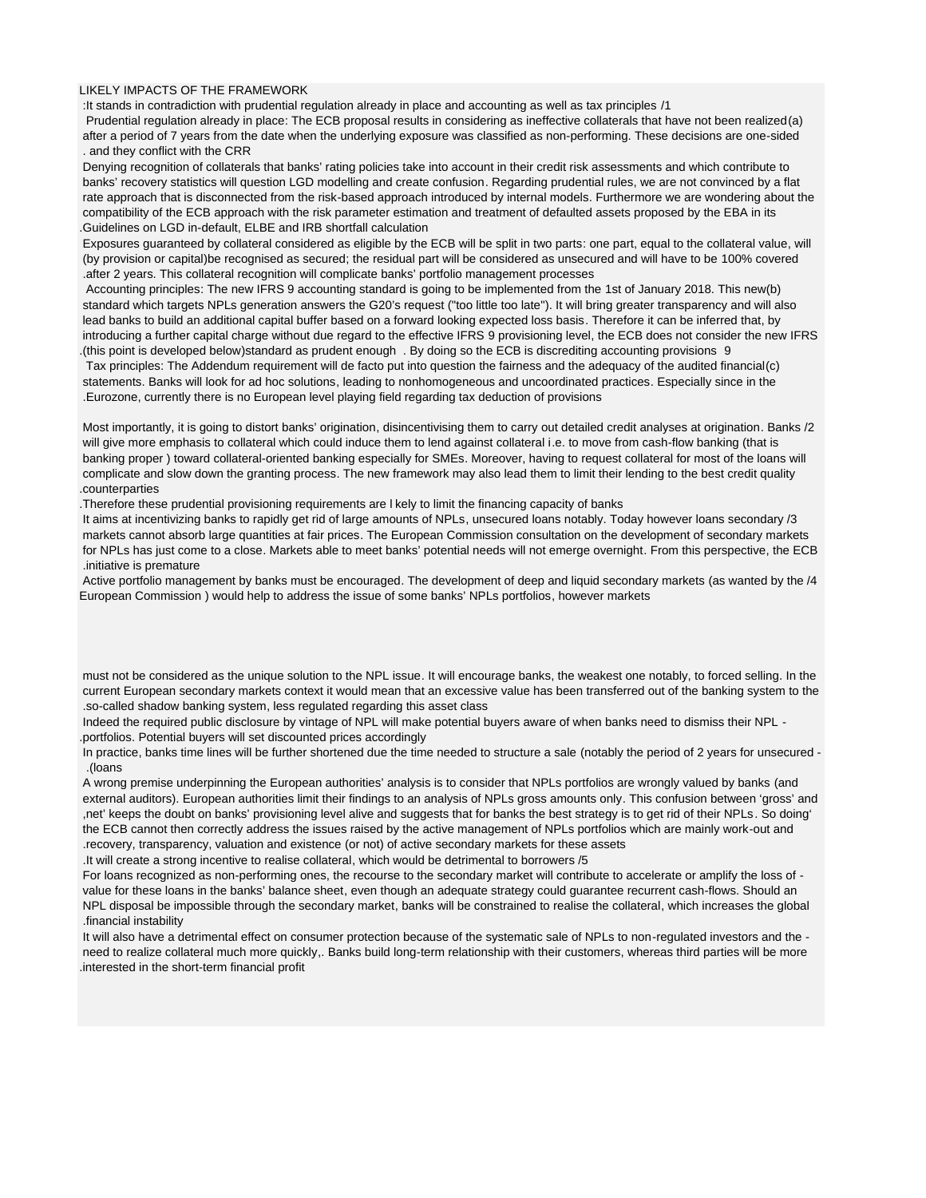LIKELY IMPACTS OF THE FRAMEWORK

1/ It stands in contradiction with prudential regulation already in place and accounting as well as tax principles:

(a) Prudential regulation already in place: The ECB proposal results in considering as ineffective collaterals that have not been realized after a period of 7 years from the date when the underlying exposure was classified as non-performing. These decisions are one-sided and they conflict with the CRR.

Denying recognition of collaterals that banks' rating policies take into account in their credit risk assessments and which contribute to banks' recovery statistics will question LGD modelling and create confusion. Regarding prudential rules, we are not convinced by a flat rate approach that is disconnected from the risk-based approach introduced by internal models. Furthermore we are wondering about the compatibility of the ECB approach with the risk parameter estimation and treatment of defaulted assets proposed by the EBA in its Guidelines on LGD in-default, ELBE and IRB shortfall calculation.

Exposures guaranteed by collateral considered as eligible by the ECB will be split in two parts: one part, equal to the collateral value, will be recognised as secured (by provision or capital); the residual part will be considered as unsecured and will have to be 100% covered after 2 years. This collateral recognition will complicate banks' portfolio management processes.

(b) Accounting principles: The new IFRS 9 accounting standard is going to be implemented from the 1st of January 2018. This new standard which targets NPLs generation answers the G20's request ("too little too late"). It will bring greater transparency and will also lead banks to build an additional capital buffer based on a forward looking expected loss basis. Therefore it can be inferred that, by introducing a further capital charge without due regard to the effective IFRS 9 provisioning level, the ECB does not consider the new IFRS standard as prudent enough. By doing so the ECB is discrediting accounting provisions 9 (this point is developed below).

(c) Tax principles: The Addendum requirement will de facto put into question the fairness and the adequacy of the audited financial statements. Banks will look for ad hoc solutions, leading to nonhomogeneous and uncoordinated practices. Especially since in the Eurozone, currently there is no European level playing field regarding tax deduction of provisions.

2/ Most importantly, it is going to distort banks' origination, disincentivising them to carry out detailed credit analyses at origination. Banks will give more emphasis to collateral which could induce them to lend against collateral i.e. to move from cash-flow banking (that is banking proper) toward collateral-oriented banking especially for SMEs. Moreover, having to request collateral for most of the loans will complicate and slow down the granting process. The new framework may also lead them to limit their lending to the best credit quality counterparties.

Therefore these prudential provisioning requirements are likely to limit the financing capacity of banks.

3/ It aims at incentivizing banks to rapidly get rid of large amounts of NPLs, unsecured loans notably. Today however loans secondary markets cannot absorb large quantities at fair prices. The European Commission consultation on the development of secondary markets for NPLs has just come to a close. Markets able to meet banks' potential needs will not emerge overnight. From this perspective, the ECB initiative is premature.

4/ Active portfolio management by banks must be encouraged. The development of deep and liquid secondary markets (as wanted by the European Commission) would help to address the issue of some banks' NPLs portfolios, however markets must not be considered as the unique solution to the NPL issue. It will encourage banks, the weakest one notably, to forced selling. In the current European secondary markets context it would mean that an excessive value has been transferred out of the banking system to the so-called shadow banking system, less regulated regarding this asset class.

- Indeed the required public disclosure by vintage of NPL will make potential buyers aware of when banks need to dismiss their NPL portfolios. Potential buyers will set discounted prices accordingly.
- In practice, banks time lines will be further shortened due the time needed to structure a sale (notably the period of 2 years for unsecured loans).

A wrong premise underpinning the European authorities' analysis is to consider that NPLs portfolios are wrongly valued by banks (and external auditors). European authorities limit their findings to an analysis of NPLs gross amounts only. This confusion between 'gross' and 'net' keeps the doubt on banks' provisioning level alive and suggests that for banks the best strategy is to get rid of their NPLs. So doing, the ECB cannot then correctly address the issues raised by the active management of NPLs portfolios which are mainly work-out and recovery, transparency, valuation and existence (or not) of active secondary markets for these assets.

5/ It will create a strong incentive to realise collateral, which would be detrimental to borrowers.

- For loans recognized as non-performing ones, the recourse to the secondary market will contribute to accelerate or amplify the loss of value for these loans in the banks' balance sheet, even though an adequate strategy could guarantee recurrent cash-flows. Should an NPL disposal be impossible through the secondary market, banks will be constrained to realise the collateral, which increases the global financial instability.
- It will also have a detrimental effect on consumer protection because of the systematic sale of NPLs to non-regulated investors and the need to realize collateral much more quickly,. Banks build long-term relationship with their customers, whereas third parties will be more interested in the short-term financial profit.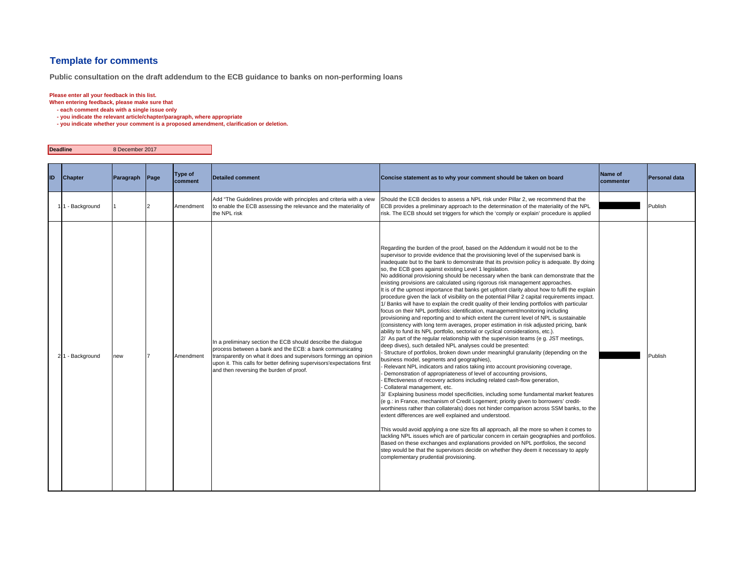## Template for comments

**Public consultation on the draft addendum to the ECB guidance to banks on non-performing loans**

**Please enter all your feedback in this list.**
**When entering feedback, please make sure that**
- **each comment deals with a single issue only**
- **you indicate the relevant article/chapter/paragraph, where appropriate**
- **you indicate whether your comment is a proposed amendment, clarification or deletion.**

| **Deadline** | 8 December 2017 |
|---|---|

| ID | Chapter | Paragraph | Page | Type of comment | Detailed comment | Concise statement as to why your comment should be taken on board | Name of commenter | Personal data |
|---|---|---|---|---|---|---|---|---|
| 1 | 1 - Background | 1 | 2 | Amendment | Add "The Guidelines provide with principles and criteria with a view to enable the ECB assessing the relevance and the materiality of the NPL risk | Should the ECB decides to assess a NPL risk under Pillar 2, we recommend that the ECB provides a preliminary approach to the determination of the materiality of the NPL risk. The ECB should set triggers for which the 'comply or explain' procedure is applied | | Publish |
| 2 | 1 - Background | new | 7 | Amendment | In a preliminary section the ECB should describe the dialogue process between a bank and the ECB: a bank communicating transparently on what it does and supervisors formingg an opinion upon it. This calls for better defining supervisors'expectations first and then reversing the burden of proof. | Regarding the burden of the proof, based on the Addendum it would not be to the supervisor to provide evidence that the provisioning level of the supervised bank is inadequate but to the bank to demonstrate that its provision policy is adequate. By doing so, the ECB goes against existing Level 1 legislation.<br>No additional provisioning should be necessary when the bank can demonstrate that the existing provisions are calculated using rigorous risk management approaches.<br>It is of the upmost importance that banks get upfront clarity about how to fulfil the explain procedure given the lack of visibility on the potential Pillar 2 capital requirements impact.<br>1/ Banks will have to explain the credit quality of their lending portfolios with particular focus on their NPL portfolios: identification, management/monitoring including provisioning and reporting and to which extent the current level of NPL is sustainable (consistency with long term averages, proper estimation in risk adjusted pricing, bank ability to fund its NPL portfolio, sectorial or cyclical considerations, etc.).<br>2/ As part of the regular relationship with the supervision teams (e g. JST meetings, deep dives), such detailed NPL analyses could be presented:<br>- Structure of portfolios, broken down under meaningful granularity (depending on the business model, segments and geographies),<br>- Relevant NPL indicators and ratios taking into account provisioning coverage,<br>- Demonstration of appropriateness of level of accounting provisions,<br>- Effectiveness of recovery actions including related cash-flow generation,<br>- Collateral management, etc.<br>3/ Explaining business model specificities, including some fundamental market features (e g.: in France, mechanism of Credit Logement; priority given to borrowers' credit-worthiness rather than collaterals) does not hinder comparison across SSM banks, to the extent differences are well explained and understood.<br><br>This would avoid applying a one size fits all approach, all the more so when it comes to tackling NPL issues which are of particular concern in certain geographies and portfolios. Based on these exchanges and explanations provided on NPL portfolios, the second step would be that the supervisors decide on whether they deem it necessary to apply complementary prudential provisioning. | | Publish |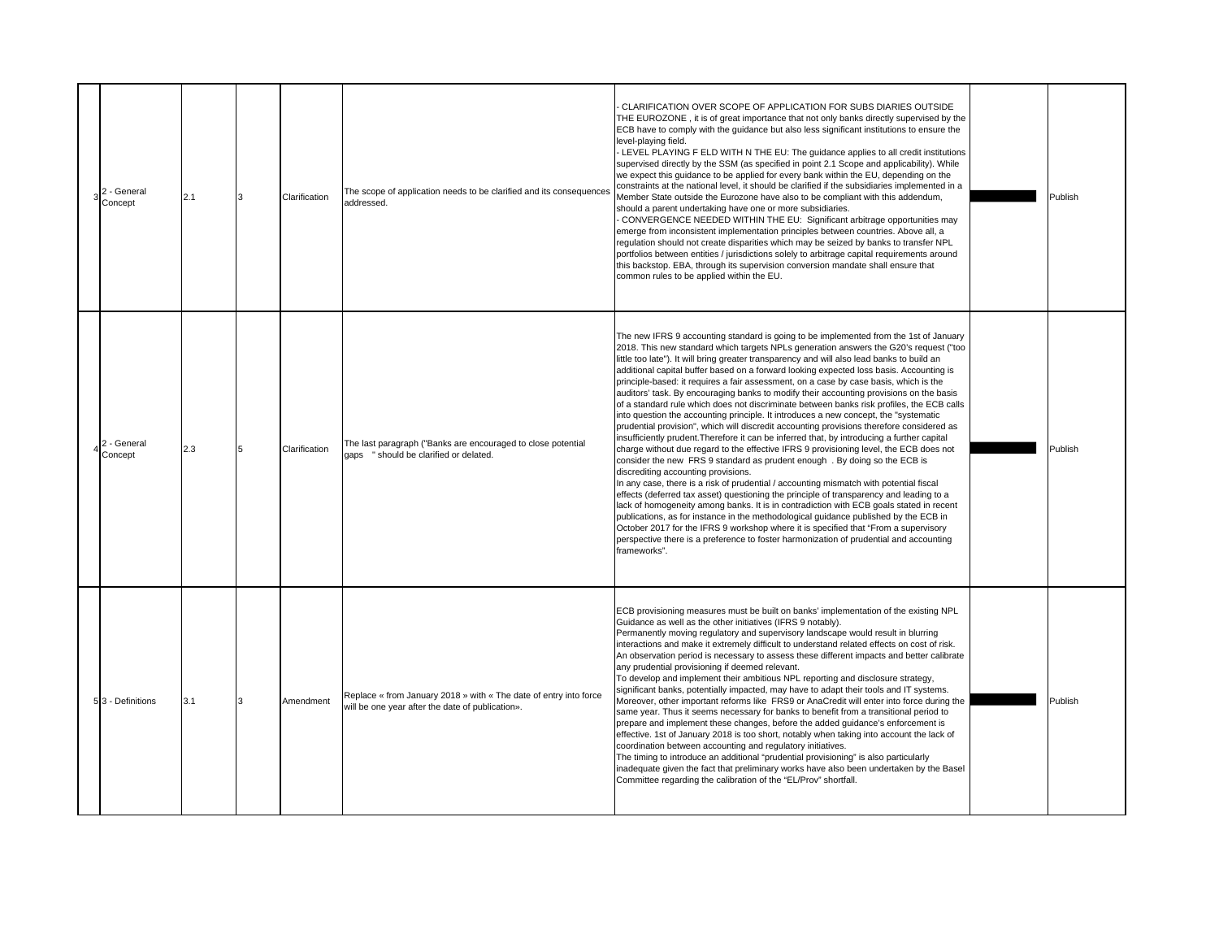| 3 | 2 - General Concept | 2.1 | 3 | Clarification | The scope of application needs to be clarified and its consequences addressed. | - CLARIFICATION OVER SCOPE OF APPLICATION FOR SUBS DIARIES OUTSIDE THE EUROZONE , it is of great importance that not only banks directly supervised by the ECB have to comply with the guidance but also less significant institutions to ensure the level-playing field.<br>- LEVEL PLAYING F ELD WITH N THE EU: The guidance applies to all credit institutions supervised directly by the SSM (as specified in point 2.1 Scope and applicability). While we expect this guidance to be applied for every bank within the EU, depending on the constraints at the national level, it should be clarified if the subsidiaries implemented in a Member State outside the Eurozone have also to be compliant with this addendum, should a parent undertaking have one or more subsidiaries.<br>- CONVERGENCE NEEDED WITHIN THE EU: Significant arbitrage opportunities may emerge from inconsistent implementation principles between countries. Above all, a regulation should not create disparities which may be seized by banks to transfer NPL portfolios between entities / jurisdictions solely to arbitrage capital requirements around this backstop. EBA, through its supervision conversion mandate shall ensure that common rules to be applied within the EU. | | Publish |
|---|---|---|---|---|---|---|---|---|
| 4 | 2 - General Concept | 2.3 | 5 | Clarification | The last paragraph ("Banks are encouraged to close potential gaps " should be clarified or delated. | The new IFRS 9 accounting standard is going to be implemented from the 1st of January 2018. This new standard which targets NPLs generation answers the G20's request ("too little too late"). It will bring greater transparency and will also lead banks to build an additional capital buffer based on a forward looking expected loss basis. Accounting is principle-based: it requires a fair assessment, on a case by case basis, which is the auditors' task. By encouraging banks to modify their accounting provisions on the basis of a standard rule which does not discriminate between banks risk profiles, the ECB calls into question the accounting principle. It introduces a new concept, the "systematic prudential provision", which will discredit accounting provisions therefore considered as insufficiently prudent.Therefore it can be inferred that, by introducing a further capital charge without due regard to the effective IFRS 9 provisioning level, the ECB does not consider the new FRS 9 standard as prudent enough . By doing so the ECB is discrediting accounting provisions.<br>In any case, there is a risk of prudential / accounting mismatch with potential fiscal effects (deferred tax asset) questioning the principle of transparency and leading to a lack of homogeneity among banks. It is in contradiction with ECB goals stated in recent publications, as for instance in the methodological guidance published by the ECB in October 2017 for the IFRS 9 workshop where it is specified that "From a supervisory perspective there is a preference to foster harmonization of prudential and accounting frameworks". | | Publish |
| 5 | 3 - Definitions | 3.1 | 3 | Amendment | Replace « from January 2018 » with « The date of entry into force will be one year after the date of publication». | ECB provisioning measures must be built on banks' implementation of the existing NPL Guidance as well as the other initiatives (IFRS 9 notably).<br>Permanently moving regulatory and supervisory landscape would result in blurring interactions and make it extremely difficult to understand related effects on cost of risk. An observation period is necessary to assess these different impacts and better calibrate any prudential provisioning if deemed relevant.<br>To develop and implement their ambitious NPL reporting and disclosure strategy, significant banks, potentially impacted, may have to adapt their tools and IT systems. Moreover, other important reforms like FRS9 or AnaCredit will enter into force during the same year. Thus it seems necessary for banks to benefit from a transitional period to prepare and implement these changes, before the added guidance's enforcement is effective. 1st of January 2018 is too short, notably when taking into account the lack of coordination between accounting and regulatory initiatives.<br>The timing to introduce an additional "prudential provisioning" is also particularly inadequate given the fact that preliminary works have also been undertaken by the Basel Committee regarding the calibration of the "EL/Prov" shortfall. | | Publish |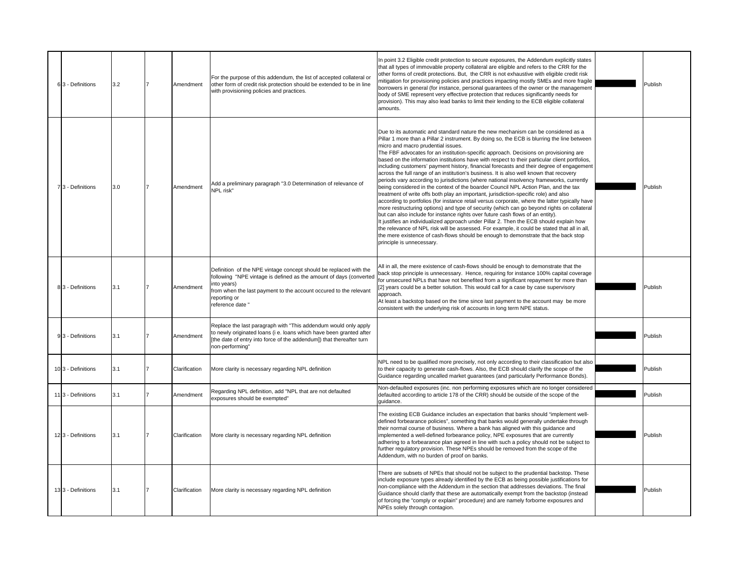| | | | | | | | |
|---|---|---|---|---|---|---|---|
| 6 | 3 - Definitions | 3.2 | 7 | Amendment | For the purpose of this addendum, the list of accepted collateral or other form of credit risk protection should be extended to be in line with provisioning policies and practices. | In point 3.2 Eligible credit protection to secure exposures, the Addendum explicitly states that all types of immovable property collateral are eligible and refers to the CRR for the other forms of credit protections. But, the CRR is not exhaustive with eligible credit risk mitigation for provisioning policies and practices impacting mostly SMEs and more fragile borrowers in general (for instance, personal guarantees of the owner or the management body of SME represent very effective protection that reduces significantly needs for provision). This may also lead banks to limit their lending to the ECB eligible collateral amounts. | | Publish |
| 7 | 3 - Definitions | 3.0 | 7 | Amendment | Add a preliminary paragraph "3.0 Determination of relevance of NPL risk" | Due to its automatic and standard nature the new mechanism can be considered as a Pillar 1 more than a Pillar 2 instrument. By doing so, the ECB is blurring the line between micro and macro prudential issues.<br>The FBF advocates for an institution-specific approach. Decisions on provisioning are based on the information institutions have with respect to their particular client portfolios, including customers' payment history, financial forecasts and their degree of engagement across the full range of an institution's business. It is also well known that recovery periods vary according to jurisdictions (where national insolvency frameworks, currently being considered in the context of the boarder Council NPL Action Plan, and the tax treatment of write offs both play an important, jurisdiction-specific role) and also according to portfolios (for instance retail versus corporate, where the latter typically have more restructuring options) and type of security (which can go beyond rights on collateral but can also include for instance rights over future cash flows of an entity).<br>It justifies an individualized approach under Pillar 2. Then the ECB should explain how the relevance of NPL risk will be assessed. For example, it could be stated that all in all, the mere existence of cash-flows should be enough to demonstrate that the back stop principle is unnecessary. | | Publish |
| 8 | 3 - Definitions | 3.1 | 7 | Amendment | Definition of the NPE vintage concept should be replaced with the following "NPE vintage is defined as the amount of days (converted into years)<br>from when the last payment to the account occured to the relevant reporting or<br>reference date " | All in all, the mere existence of cash-flows should be enough to demonstrate that the back stop principle is unnecessary. Hence, requiring for instance 100% capital coverage for unsecured NPLs that have not benefited from a significant repayment for more than [2] years could be a better solution. This would call for a case by case supervisory approach.<br>At least a backstop based on the time since last payment to the account may be more consistent with the underlying risk of accounts in long term NPE status. | | Publish |
| 9 | 3 - Definitions | 3.1 | 7 | Amendment | Replace the last paragraph with "This addendum would only apply to newly originated loans (i e. loans which have been granted after [the date of entry into force of the addendum]) that thereafter turn non-performing" | | | Publish |
| 10 | 3 - Definitions | 3.1 | 7 | Clarification | More clarity is necessary regarding NPL definition | NPL need to be qualified more precisely, not only according to their classification but also to their capacity to generate cash-flows. Also, the ECB should clarify the scope of the Guidance regarding uncalled market guarantees (and particularly Performance Bonds). | | Publish |
| 11 | 3 - Definitions | 3.1 | 7 | Amendment | Regarding NPL definition, add "NPL that are not defaulted exposures should be exempted" | Non-defaulted exposures (inc. non performing exposures which are no longer considered defaulted according to article 178 of the CRR) should be outside of the scope of the guidance. | | Publish |
| 12 | 3 - Definitions | 3.1 | 7 | Clarification | More clarity is necessary regarding NPL definition | The existing ECB Guidance includes an expectation that banks should "implement well-defined forbearance policies", something that banks would generally undertake through their normal course of business. Where a bank has aligned with this guidance and implemented a well-defined forbearance policy, NPE exposures that are currently adhering to a forbearance plan agreed in line with such a policy should not be subject to further regulatory provision. These NPEs should be removed from the scope of the Addendum, with no burden of proof on banks. | | Publish |
| 13 | 3 - Definitions | 3.1 | 7 | Clarification | More clarity is necessary regarding NPL definition | There are subsets of NPEs that should not be subject to the prudential backstop. These include exposure types already identified by the ECB as being possible justifications for non-compliance with the Addendum in the section that addresses deviations. The final Guidance should clarify that these are automatically exempt from the backstop (instead of forcing the "comply or explain" procedure) and are namely forborne exposures and NPEs solely through contagion. | | Publish |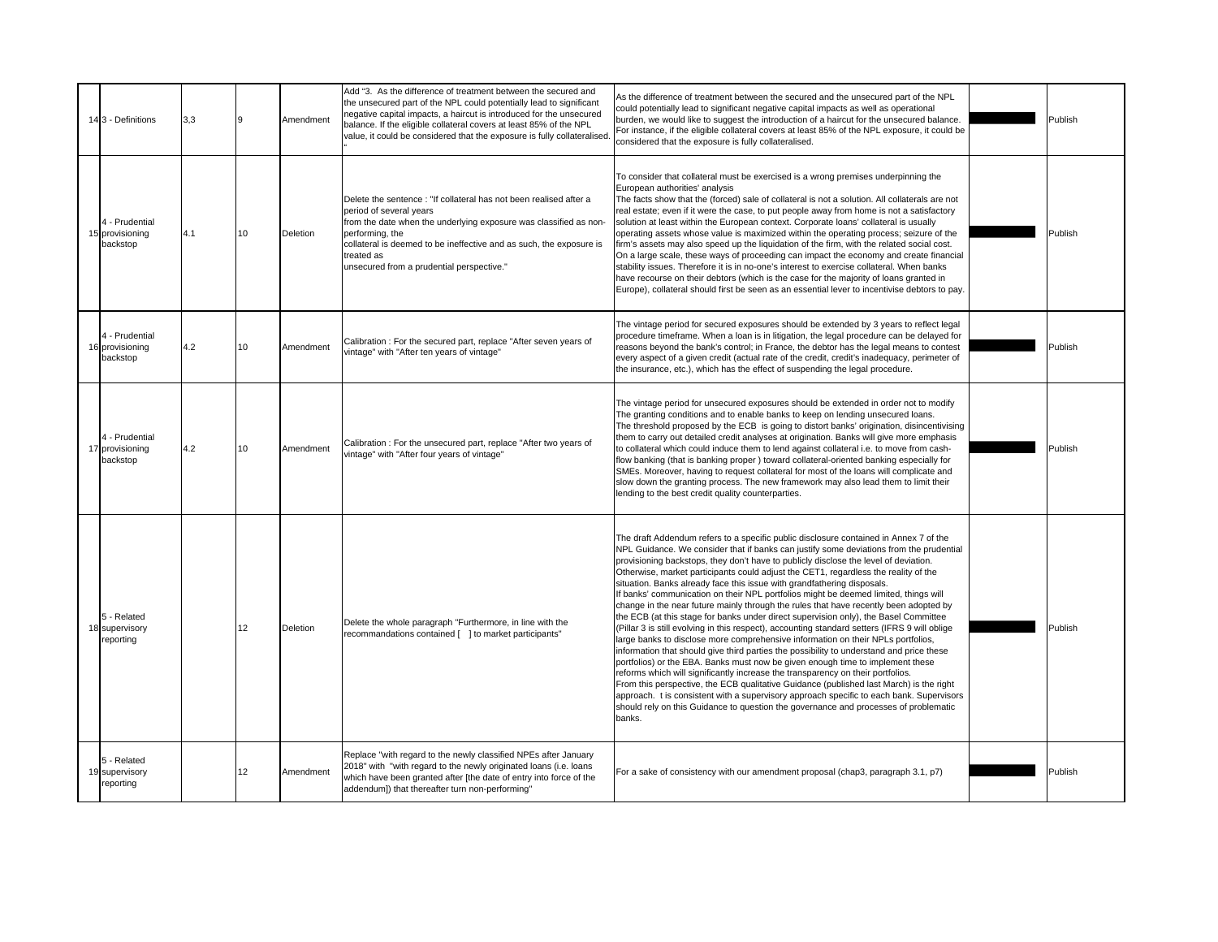| | | | | | | | | |
|---|---|---|---|---|---|---|---|---|
| 14 | 3 - Definitions | 3,3 | 9 | Amendment | Add "3. As the difference of treatment between the secured and the unsecured part of the NPL could potentially lead to significant negative capital impacts, a haircut is introduced for the unsecured balance. If the eligible collateral covers at least 85% of the NPL value, it could be considered that the exposure is fully collateralised. " | As the difference of treatment between the secured and the unsecured part of the NPL could potentially lead to significant negative capital impacts as well as operational burden, we would like to suggest the introduction of a haircut for the unsecured balance. For instance, if the eligible collateral covers at least 85% of the NPL exposure, it could be considered that the exposure is fully collateralised. | | Publish |
| 15 | 4 - Prudential provisioning backstop | 4.1 | 10 | Deletion | Delete the sentence : "If collateral has not been realised after a period of several years from the date when the underlying exposure was classified as non-performing, the collateral is deemed to be ineffective and as such, the exposure is treated as unsecured from a prudential perspective." | To consider that collateral must be exercised is a wrong premises underpinning the European authorities' analysis<br>The facts show that the (forced) sale of collateral is not a solution. All collaterals are not real estate; even if it were the case, to put people away from home is not a satisfactory solution at least within the European context. Corporate loans' collateral is usually operating assets whose value is maximized within the operating process; seizure of the firm's assets may also speed up the liquidation of the firm, with the related social cost. On a large scale, these ways of proceeding can impact the economy and create financial stability issues. Therefore it is in no-one's interest to exercise collateral. When banks have recourse on their debtors (which is the case for the majority of loans granted in Europe), collateral should first be seen as an essential lever to incentivise debtors to pay. | | Publish |
| 16 | 4 - Prudential provisioning backstop | 4.2 | 10 | Amendment | Calibration : For the secured part, replace "After seven years of vintage" with "After ten years of vintage" | The vintage period for secured exposures should be extended by 3 years to reflect legal procedure timeframe. When a loan is in litigation, the legal procedure can be delayed for reasons beyond the bank's control; in France, the debtor has the legal means to contest every aspect of a given credit (actual rate of the credit, credit's inadequacy, perimeter of the insurance, etc.), which has the effect of suspending the legal procedure. | | Publish |
| 17 | 4 - Prudential provisioning backstop | 4.2 | 10 | Amendment | Calibration : For the unsecured part, replace "After two years of vintage" with "After four years of vintage" | The vintage period for unsecured exposures should be extended in order not to modify The granting conditions and to enable banks to keep on lending unsecured loans.<br>The threshold proposed by the ECB is going to distort banks' origination, disincentivising them to carry out detailed credit analyses at origination. Banks will give more emphasis to collateral which could induce them to lend against collateral i.e. to move from cash-flow banking (that is banking proper ) toward collateral-oriented banking especially for SMEs. Moreover, having to request collateral for most of the loans will complicate and slow down the granting process. The new framework may also lead them to limit their lending to the best credit quality counterparties. | | Publish |
| 18 | 5 - Related supervisory reporting | | 12 | Deletion | Delete the whole paragraph "Furthermore, in line with the recommandations contained [ ] to market participants" | The draft Addendum refers to a specific public disclosure contained in Annex 7 of the NPL Guidance. We consider that if banks can justify some deviations from the prudential provisioning backstops, they don't have to publicly disclose the level of deviation. Otherwise, market participants could adjust the CET1, regardless the reality of the situation. Banks already face this issue with grandfathering disposals.<br>If banks' communication on their NPL portfolios might be deemed limited, things will change in the near future mainly through the rules that have recently been adopted by the ECB (at this stage for banks under direct supervision only), the Basel Committee (Pillar 3 is still evolving in this respect), accounting standard setters (IFRS 9 will oblige large banks to disclose more comprehensive information on their NPLs portfolios, information that should give third parties the possibility to understand and price these portfolios) or the EBA. Banks must now be given enough time to implement these reforms which will significantly increase the transparency on their portfolios.<br>From this perspective, the ECB qualitative Guidance (published last March) is the right approach. t is consistent with a supervisory approach specific to each bank. Supervisors should rely on this Guidance to question the governance and processes of problematic banks. | | Publish |
| 19 | 5 - Related supervisory reporting | | 12 | Amendment | Replace "with regard to the newly classified NPEs after January 2018" with "with regard to the newly originated loans (i.e. loans which have been granted after [the date of entry into force of the addendum]) that thereafter turn non-performing" | For a sake of consistency with our amendment proposal (chap3, paragraph 3.1, p7) | | Publish |